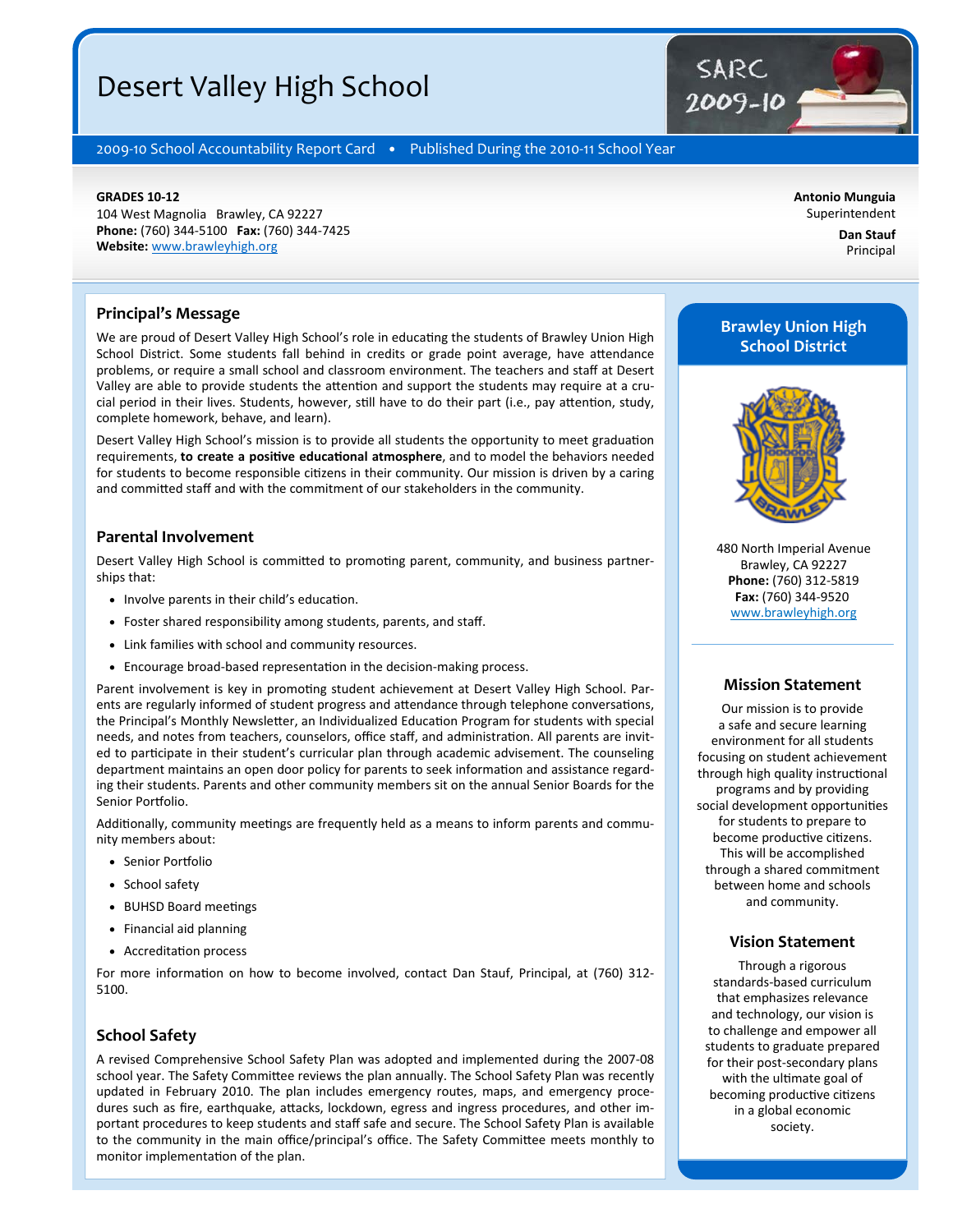# Desert Valley High School

2009-10 School Accountability Report Card • Published During the 2010-11 School Year

SARC 2009-10

**GRADES 10-12**
104 West Magnolia Brawley, CA 92227
**Phone:** (760) 344-5100 **Fax:** (760) 344-7425
**Website:** www.brawleyhigh.org

**Antonio Munguia**
Superintendent

**Dan Stauf**
Principal

## Principal's Message

We are proud of Desert Valley High School's role in educating the students of Brawley Union High School District. Some students fall behind in credits or grade point average, have attendance problems, or require a small school and classroom environment. The teachers and staff at Desert Valley are able to provide students the attention and support the students may require at a crucial period in their lives. Students, however, still have to do their part (i.e., pay attention, study, complete homework, behave, and learn).

Desert Valley High School's mission is to provide all students the opportunity to meet graduation requirements, **to create a positive educational atmosphere**, and to model the behaviors needed for students to become responsible citizens in their community. Our mission is driven by a caring and committed staff and with the commitment of our stakeholders in the community.

## Parental Involvement

Desert Valley High School is committed to promoting parent, community, and business partnerships that:

- Involve parents in their child's education.
- Foster shared responsibility among students, parents, and staff.
- Link families with school and community resources.
- Encourage broad-based representation in the decision-making process.

Parent involvement is key in promoting student achievement at Desert Valley High School. Parents are regularly informed of student progress and attendance through telephone conversations, the Principal's Monthly Newsletter, an Individualized Education Program for students with special needs, and notes from teachers, counselors, office staff, and administration. All parents are invited to participate in their student's curricular plan through academic advisement. The counseling department maintains an open door policy for parents to seek information and assistance regarding their students. Parents and other community members sit on the annual Senior Boards for the Senior Portfolio.

Additionally, community meetings are frequently held as a means to inform parents and community members about:

- Senior Portfolio
- School safety
- BUHSD Board meetings
- Financial aid planning
- Accreditation process

For more information on how to become involved, contact Dan Stauf, Principal, at (760) 312-5100.

## School Safety

A revised Comprehensive School Safety Plan was adopted and implemented during the 2007-08 school year. The Safety Committee reviews the plan annually. The School Safety Plan was recently updated in February 2010. The plan includes emergency routes, maps, and emergency procedures such as fire, earthquake, attacks, lockdown, egress and ingress procedures, and other important procedures to keep students and staff safe and secure. The School Safety Plan is available to the community in the main office/principal's office. The Safety Committee meets monthly to monitor implementation of the plan.

## Brawley Union High School District

480 North Imperial Avenue
Brawley, CA 92227
**Phone:** (760) 312-5819
**Fax:** (760) 344-9520
www.brawleyhigh.org

### Mission Statement

Our mission is to provide a safe and secure learning environment for all students focusing on student achievement through high quality instructional programs and by providing social development opportunities for students to prepare to become productive citizens. This will be accomplished through a shared commitment between home and schools and community.

### Vision Statement

Through a rigorous standards-based curriculum that emphasizes relevance and technology, our vision is to challenge and empower all students to graduate prepared for their post-secondary plans with the ultimate goal of becoming productive citizens in a global economic society.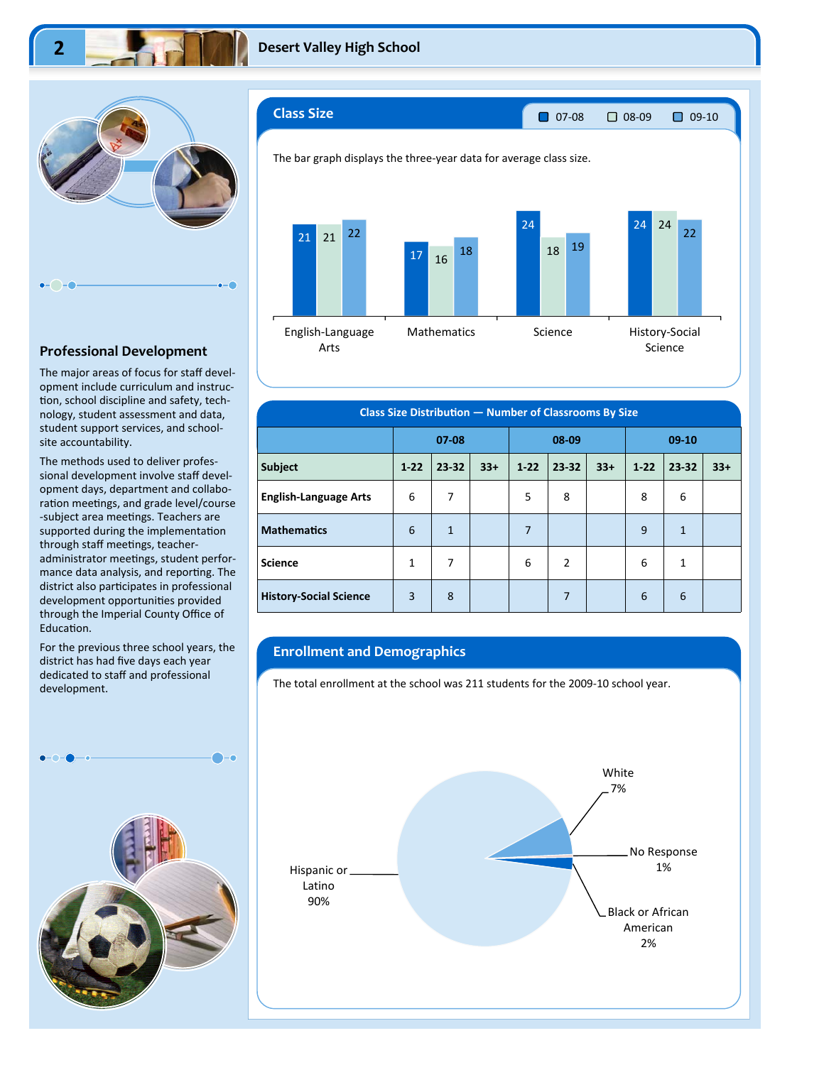## Professional Development

The major areas of focus for staff development include curriculum and instruction, school discipline and safety, technology, student assessment and data, student support services, and school-site accountability.

The methods used to deliver professional development involve staff development days, department and collaboration meetings, and grade level/course-subject area meetings. Teachers are supported during the implementation through staff meetings, teacher-administrator meetings, student performance data analysis, and reporting. The district also participates in professional development opportunities provided through the Imperial County Office of Education.

For the previous three school years, the district has had five days each year dedicated to staff and professional development.

## Class Size

The bar graph displays the three-year data for average class size.

| Subject | 07-08 | 08-09 | 09-10 |
|---|---|---|---|
| English-Language Arts | 21 | 21 | 22 |
| Mathematics | 17 | 16 | 18 |
| Science | 24 | 18 | 19 |
| History-Social Science | 24 | 24 | 22 |

### Class Size Distribution — Number of Classrooms By Size

| | 07-08 | | | 08-09 | | | 09-10 | | |
|---|---|---|---|---|---|---|---|---|---|
| **Subject** | **1-22** | **23-32** | **33+** | **1-22** | **23-32** | **33+** | **1-22** | **23-32** | **33+** |
| **English-Language Arts** | 6 | 7 | | 5 | 8 | | 8 | 6 | |
| **Mathematics** | 6 | 1 | | 7 | | | 9 | 1 | |
| **Science** | 1 | 7 | | 6 | 2 | | 6 | 1 | |
| **History-Social Science** | 3 | 8 | | | 7 | | 6 | 6 | |

## Enrollment and Demographics

The total enrollment at the school was 211 students for the 2009-10 school year.

| Group | Percent |
|---|---|
| Hispanic or Latino | 90% |
| White | 7% |
| No Response | 1% |
| Black or African American | 2% |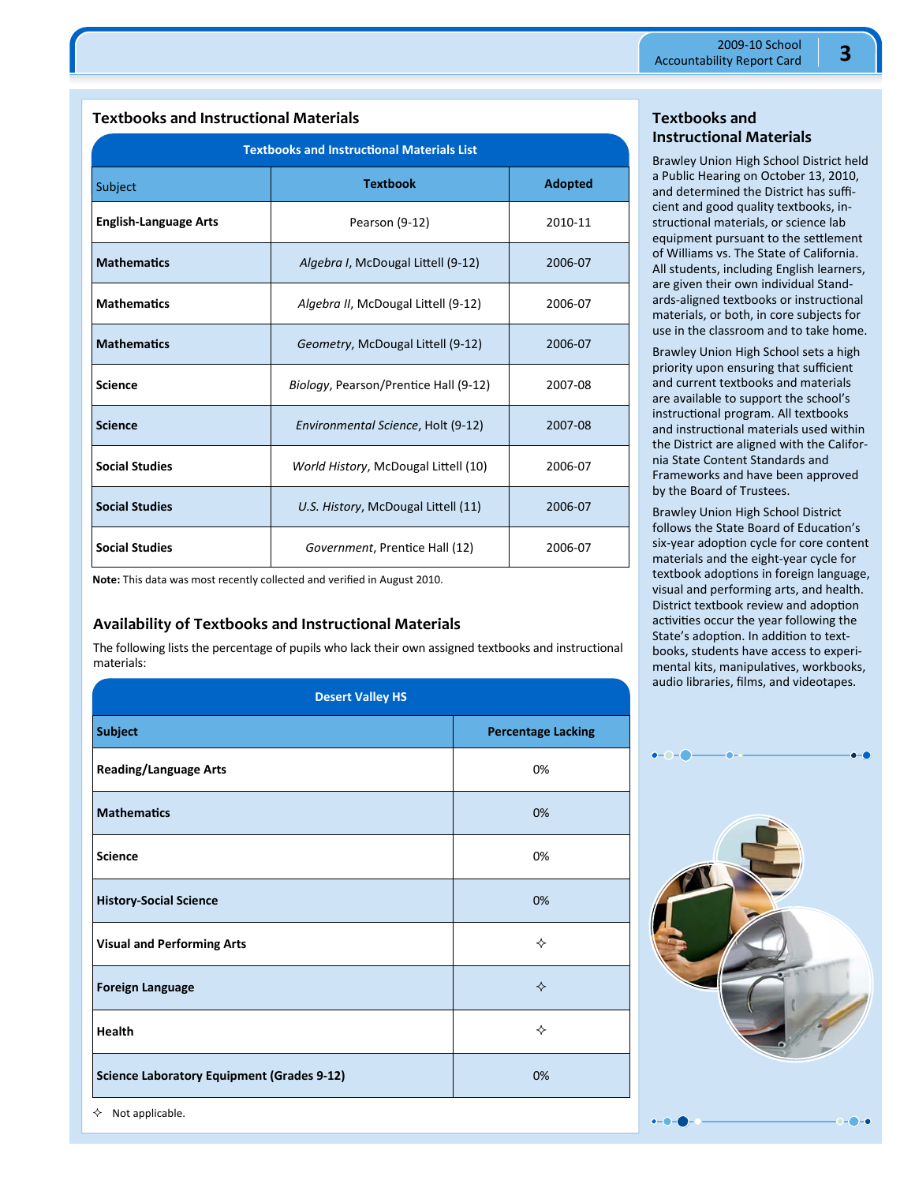## Textbooks and Instructional Materials

| Textbooks and Instructional Materials List | | |
|---|---|---|
| Subject | Textbook | Adopted |
| **English-Language Arts** | Pearson (9-12) | 2010-11 |
| **Mathematics** | *Algebra I*, McDougal Littell (9-12) | 2006-07 |
| **Mathematics** | *Algebra II*, McDougal Littell (9-12) | 2006-07 |
| **Mathematics** | *Geometry*, McDougal Littell (9-12) | 2006-07 |
| **Science** | *Biology*, Pearson/Prentice Hall (9-12) | 2007-08 |
| **Science** | *Environmental Science*, Holt (9-12) | 2007-08 |
| **Social Studies** | *World History*, McDougal Littell (10) | 2006-07 |
| **Social Studies** | *U.S. History*, McDougal Littell (11) | 2006-07 |
| **Social Studies** | *Government*, Prentice Hall (12) | 2006-07 |

**Note:** This data was most recently collected and verified in August 2010.

## Availability of Textbooks and Instructional Materials

The following lists the percentage of pupils who lack their own assigned textbooks and instructional materials:

| Desert Valley HS | |
|---|---|
| **Subject** | **Percentage Lacking** |
| **Reading/Language Arts** | 0% |
| **Mathematics** | 0% |
| **Science** | 0% |
| **History-Social Science** | 0% |
| **Visual and Performing Arts** | ✧ |
| **Foreign Language** | ✧ |
| **Health** | ✧ |
| **Science Laboratory Equipment (Grades 9-12)** | 0% |

✧ Not applicable.

## Textbooks and Instructional Materials

Brawley Union High School District held a Public Hearing on October 13, 2010, and determined the District has sufficient and good quality textbooks, instructional materials, or science lab equipment pursuant to the settlement of Williams vs. The State of California. All students, including English learners, are given their own individual Standards-aligned textbooks or instructional materials, or both, in core subjects for use in the classroom and to take home.

Brawley Union High School sets a high priority upon ensuring that sufficient and current textbooks and materials are available to support the school's instructional program. All textbooks and instructional materials used within the District are aligned with the California State Content Standards and Frameworks and have been approved by the Board of Trustees.

Brawley Union High School District follows the State Board of Education's six-year adoption cycle for core content materials and the eight-year cycle for textbook adoptions in foreign language, visual and performing arts, and health. District textbook review and adoption activities occur the year following the State's adoption. In addition to textbooks, students have access to experimental kits, manipulatives, workbooks, audio libraries, films, and videotapes.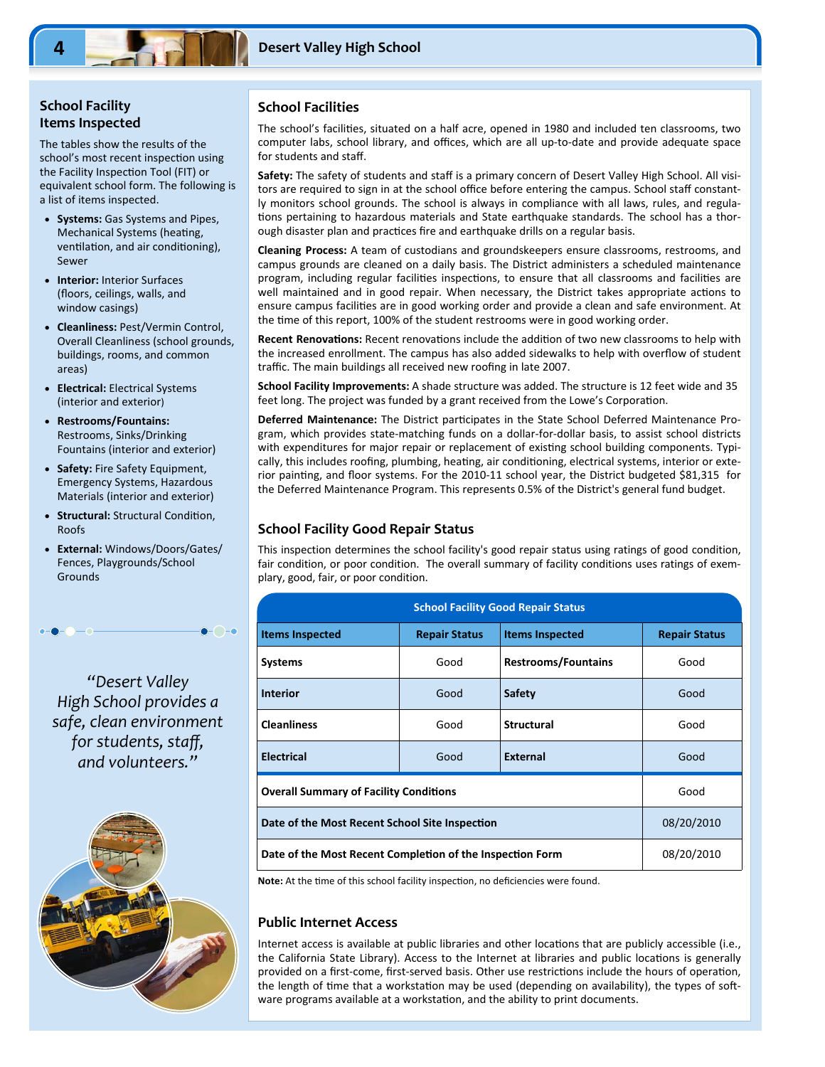## School Facility Items Inspected

The tables show the results of the school's most recent inspection using the Facility Inspection Tool (FIT) or equivalent school form. The following is a list of items inspected.

- **Systems:** Gas Systems and Pipes, Mechanical Systems (heating, ventilation, and air conditioning), Sewer
- **Interior:** Interior Surfaces (floors, ceilings, walls, and window casings)
- **Cleanliness:** Pest/Vermin Control, Overall Cleanliness (school grounds, buildings, rooms, and common areas)
- **Electrical:** Electrical Systems (interior and exterior)
- **Restrooms/Fountains:** Restrooms, Sinks/Drinking Fountains (interior and exterior)
- **Safety:** Fire Safety Equipment, Emergency Systems, Hazardous Materials (interior and exterior)
- **Structural:** Structural Condition, Roofs
- **External:** Windows/Doors/Gates/Fences, Playgrounds/School Grounds

*"Desert Valley High School provides a safe, clean environment for students, staff, and volunteers."*

## School Facilities

The school's facilities, situated on a half acre, opened in 1980 and included ten classrooms, two computer labs, school library, and offices, which are all up-to-date and provide adequate space for students and staff.

**Safety:** The safety of students and staff is a primary concern of Desert Valley High School. All visitors are required to sign in at the school office before entering the campus. School staff constantly monitors school grounds. The school is always in compliance with all laws, rules, and regulations pertaining to hazardous materials and State earthquake standards. The school has a thorough disaster plan and practices fire and earthquake drills on a regular basis.

**Cleaning Process:** A team of custodians and groundskeepers ensure classrooms, restrooms, and campus grounds are cleaned on a daily basis. The District administers a scheduled maintenance program, including regular facilities inspections, to ensure that all classrooms and facilities are well maintained and in good repair. When necessary, the District takes appropriate actions to ensure campus facilities are in good working order and provide a clean and safe environment. At the time of this report, 100% of the student restrooms were in good working order.

**Recent Renovations:** Recent renovations include the addition of two new classrooms to help with the increased enrollment. The campus has also added sidewalks to help with overflow of student traffic. The main buildings all received new roofing in late 2007.

**School Facility Improvements:** A shade structure was added. The structure is 12 feet wide and 35 feet long. The project was funded by a grant received from the Lowe's Corporation.

**Deferred Maintenance:** The District participates in the State School Deferred Maintenance Program, which provides state-matching funds on a dollar-for-dollar basis, to assist school districts with expenditures for major repair or replacement of existing school building components. Typically, this includes roofing, plumbing, heating, air conditioning, electrical systems, interior or exterior painting, and floor systems. For the 2010-11 school year, the District budgeted $81,315 for the Deferred Maintenance Program. This represents 0.5% of the District's general fund budget.

## School Facility Good Repair Status

This inspection determines the school facility's good repair status using ratings of good condition, fair condition, or poor condition. The overall summary of facility conditions uses ratings of exemplary, good, fair, or poor condition.

**School Facility Good Repair Status**

| Items Inspected | Repair Status | Items Inspected | Repair Status |
|---|---|---|---|
| **Systems** | Good | **Restrooms/Fountains** | Good |
| **Interior** | Good | **Safety** | Good |
| **Cleanliness** | Good | **Structural** | Good |
| **Electrical** | Good | **External** | Good |
| **Overall Summary of Facility Conditions** | | | Good |
| **Date of the Most Recent School Site Inspection** | | | 08/20/2010 |
| **Date of the Most Recent Completion of the Inspection Form** | | | 08/20/2010 |

**Note:** At the time of this school facility inspection, no deficiencies were found.

## Public Internet Access

Internet access is available at public libraries and other locations that are publicly accessible (i.e., the California State Library). Access to the Internet at libraries and public locations is generally provided on a first-come, first-served basis. Other use restrictions include the hours of operation, the length of time that a workstation may be used (depending on availability), the types of software programs available at a workstation, and the ability to print documents.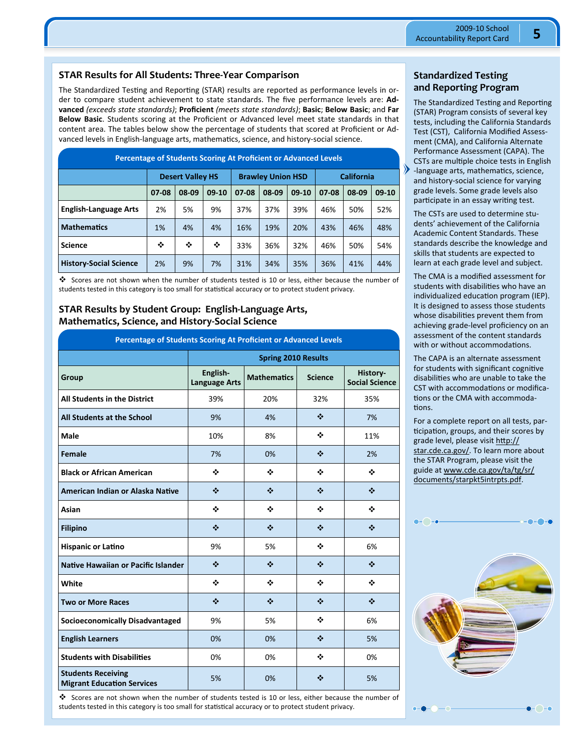## STAR Results for All Students: Three-Year Comparison

The Standardized Testing and Reporting (STAR) results are reported as performance levels in order to compare student achievement to state standards. The five performance levels are: **Advanced** *(exceeds state standards)*; **Proficient** *(meets state standards)*; **Basic**; **Below Basic**; and **Far Below Basic**. Students scoring at the Proficient or Advanced level meet state standards in that content area. The tables below show the percentage of students that scored at Proficient or Advanced levels in English-language arts, mathematics, science, and history-social science.

**Percentage of Students Scoring At Proficient or Advanced Levels**

| | Desert Valley HS | | | Brawley Union HSD | | | California | | |
|---|---|---|---|---|---|---|---|---|---|
| | 07-08 | 08-09 | 09-10 | 07-08 | 08-09 | 09-10 | 07-08 | 08-09 | 09-10 |
| **English-Language Arts** | 2% | 5% | 9% | 37% | 37% | 39% | 46% | 50% | 52% |
| **Mathematics** | 1% | 4% | 4% | 16% | 19% | 20% | 43% | 46% | 48% |
| **Science** | ❖ | ❖ | ❖ | 33% | 36% | 32% | 46% | 50% | 54% |
| **History-Social Science** | 2% | 9% | 7% | 31% | 34% | 35% | 36% | 41% | 44% |

❖ Scores are not shown when the number of students tested is 10 or less, either because the number of students tested in this category is too small for statistical accuracy or to protect student privacy.

## STAR Results by Student Group: English-Language Arts, Mathematics, Science, and History-Social Science

**Percentage of Students Scoring At Proficient or Advanced Levels**

| | Spring 2010 Results | | | |
|---|---|---|---|---|
| **Group** | **English-Language Arts** | **Mathematics** | **Science** | **History-Social Science** |
| **All Students in the District** | 39% | 20% | 32% | 35% |
| **All Students at the School** | 9% | 4% | ❖ | 7% |
| **Male** | 10% | 8% | ❖ | 11% |
| **Female** | 7% | 0% | ❖ | 2% |
| **Black or African American** | ❖ | ❖ | ❖ | ❖ |
| **American Indian or Alaska Native** | ❖ | ❖ | ❖ | ❖ |
| **Asian** | ❖ | ❖ | ❖ | ❖ |
| **Filipino** | ❖ | ❖ | ❖ | ❖ |
| **Hispanic or Latino** | 9% | 5% | ❖ | 6% |
| **Native Hawaiian or Pacific Islander** | ❖ | ❖ | ❖ | ❖ |
| **White** | ❖ | ❖ | ❖ | ❖ |
| **Two or More Races** | ❖ | ❖ | ❖ | ❖ |
| **Socioeconomically Disadvantaged** | 9% | 5% | ❖ | 6% |
| **English Learners** | 0% | 0% | ❖ | 5% |
| **Students with Disabilities** | 0% | 0% | ❖ | 0% |
| **Students Receiving Migrant Education Services** | 5% | 0% | ❖ | 5% |

❖ Scores are not shown when the number of students tested is 10 or less, either because the number of students tested in this category is too small for statistical accuracy or to protect student privacy.

## Standardized Testing and Reporting Program

The Standardized Testing and Reporting (STAR) Program consists of several key tests, including the California Standards Test (CST), California Modified Assessment (CMA), and California Alternate Performance Assessment (CAPA). The CSTs are multiple choice tests in English-language arts, mathematics, science, and history-social science for varying grade levels. Some grade levels also participate in an essay writing test.

The CSTs are used to determine students' achievement of the California Academic Content Standards. These standards describe the knowledge and skills that students are expected to learn at each grade level and subject.

The CMA is a modified assessment for students with disabilities who have an individualized education program (IEP). It is designed to assess those students whose disabilities prevent them from achieving grade-level proficiency on an assessment of the content standards with or without accommodations.

The CAPA is an alternate assessment for students with significant cognitive disabilities who are unable to take the CST with accommodations or modifications or the CMA with accommodations.

For a complete report on all tests, participation, groups, and their scores by grade level, please visit http://star.cde.ca.gov/. To learn more about the STAR Program, please visit the guide at www.cde.ca.gov/ta/tg/sr/documents/starpkt5intrpts.pdf.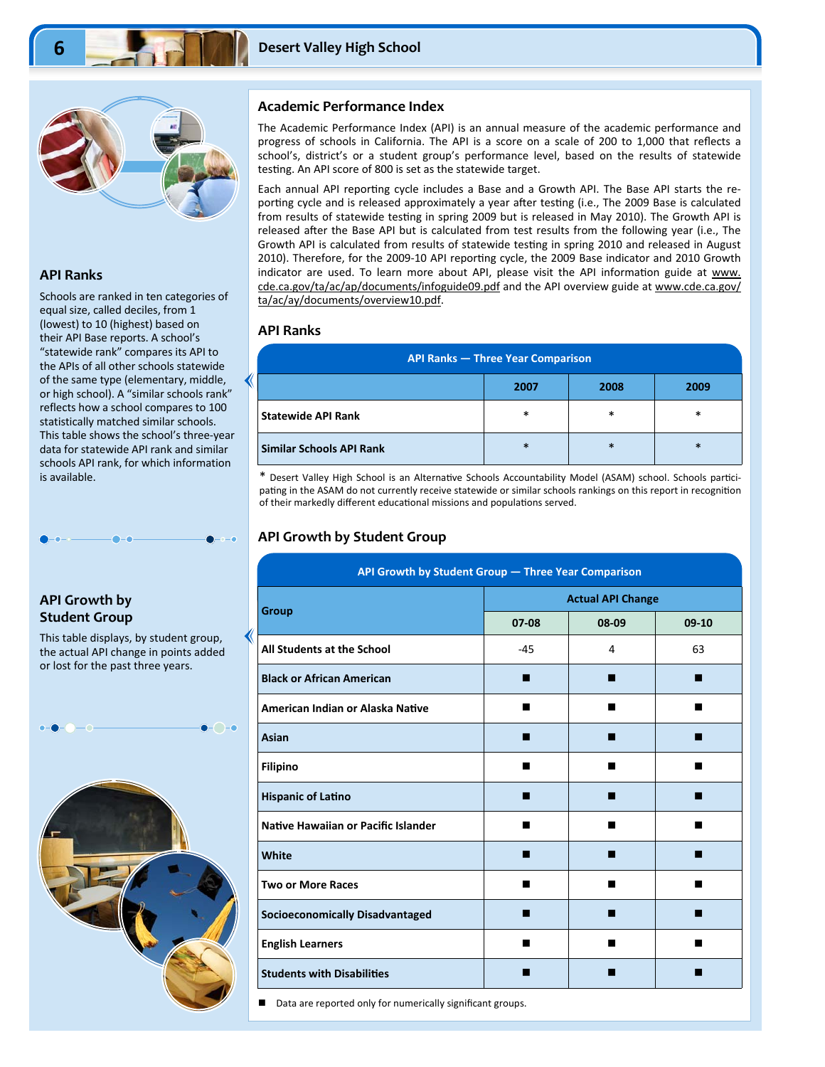## Academic Performance Index

The Academic Performance Index (API) is an annual measure of the academic performance and progress of schools in California. The API is a score on a scale of 200 to 1,000 that reflects a school's, district's or a student group's performance level, based on the results of statewide testing. An API score of 800 is set as the statewide target.

Each annual API reporting cycle includes a Base and a Growth API. The Base API starts the reporting cycle and is released approximately a year after testing (i.e., The 2009 Base is calculated from results of statewide testing in spring 2009 but is released in May 2010). The Growth API is released after the Base API but is calculated from test results from the following year (i.e., The Growth API is calculated from results of statewide testing in spring 2010 and released in August 2010). Therefore, for the 2009-10 API reporting cycle, the 2009 Base indicator and 2010 Growth indicator are used. To learn more about API, please visit the API information guide at www.cde.ca.gov/ta/ac/ap/documents/infoguide09.pdf and the API overview guide at www.cde.ca.gov/ta/ay/documents/overview10.pdf.

### API Ranks

Schools are ranked in ten categories of equal size, called deciles, from 1 (lowest) to 10 (highest) based on their API Base reports. A school's "statewide rank" compares its API to the APIs of all other schools statewide of the same type (elementary, middle, or high school). A "similar schools rank" reflects how a school compares to 100 statistically matched similar schools. This table shows the school's three-year data for statewide API rank and similar schools API rank, for which information is available.

**API Ranks — Three Year Comparison**

| | 2007 | 2008 | 2009 |
|---|---|---|---|
| Statewide API Rank | * | * | * |
| Similar Schools API Rank | * | * | * |

* Desert Valley High School is an Alternative Schools Accountability Model (ASAM) school. Schools participating in the ASAM do not currently receive statewide or similar schools rankings on this report in recognition of their markedly different educational missions and populations served.

### API Growth by Student Group

This table displays, by student group, the actual API change in points added or lost for the past three years.

**API Growth by Student Group — Three Year Comparison**

| Group | Actual API Change | | |
|---|---|---|---|
| | 07-08 | 08-09 | 09-10 |
| All Students at the School | -45 | 4 | 63 |
| Black or African American | ■ | ■ | ■ |
| American Indian or Alaska Native | ■ | ■ | ■ |
| Asian | ■ | ■ | ■ |
| Filipino | ■ | ■ | ■ |
| Hispanic of Latino | ■ | ■ | ■ |
| Native Hawaiian or Pacific Islander | ■ | ■ | ■ |
| White | ■ | ■ | ■ |
| Two or More Races | ■ | ■ | ■ |
| Socioeconomically Disadvantaged | ■ | ■ | ■ |
| English Learners | ■ | ■ | ■ |
| Students with Disabilities | ■ | ■ | ■ |

■ Data are reported only for numerically significant groups.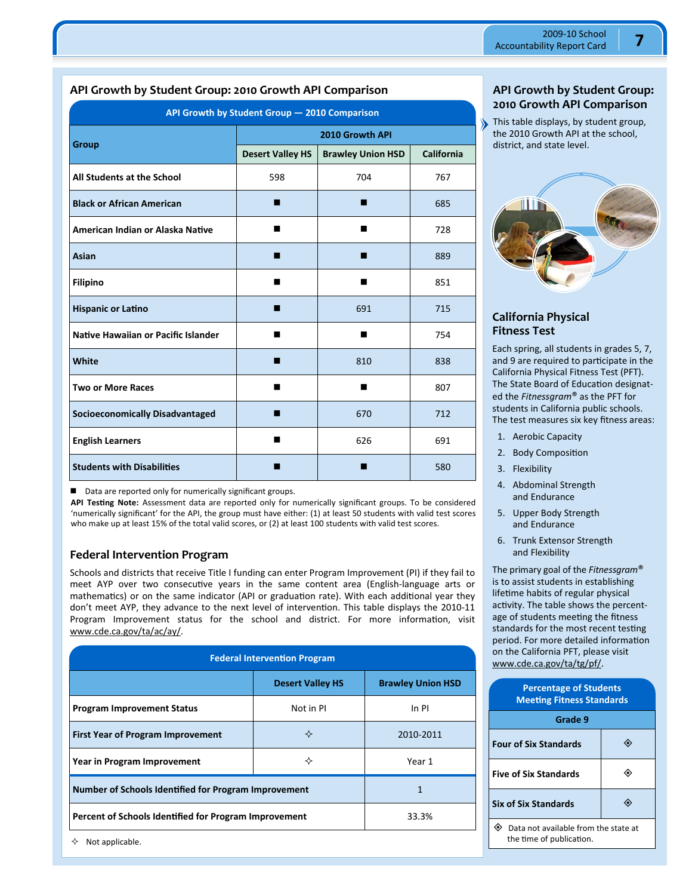## API Growth by Student Group: 2010 Growth API Comparison

| API Growth by Student Group — 2010 Comparison | | | |
|---|---|---|---|
| Group | 2010 Growth API | | |
| | Desert Valley HS | Brawley Union HSD | California |
| All Students at the School | 598 | 704 | 767 |
| Black or African American | ■ | ■ | 685 |
| American Indian or Alaska Native | ■ | ■ | 728 |
| Asian | ■ | ■ | 889 |
| Filipino | ■ | ■ | 851 |
| Hispanic or Latino | ■ | 691 | 715 |
| Native Hawaiian or Pacific Islander | ■ | ■ | 754 |
| White | ■ | 810 | 838 |
| Two or More Races | ■ | ■ | 807 |
| Socioeconomically Disadvantaged | ■ | 670 | 712 |
| English Learners | ■ | 626 | 691 |
| Students with Disabilities | ■ | ■ | 580 |

■ Data are reported only for numerically significant groups.

**API Testing Note:** Assessment data are reported only for numerically significant groups. To be considered 'numerically significant' for the API, the group must have either: (1) at least 50 students with valid test scores who make up at least 15% of the total valid scores, or (2) at least 100 students with valid test scores.

## Federal Intervention Program

Schools and districts that receive Title I funding can enter Program Improvement (PI) if they fail to meet AYP over two consecutive years in the same content area (English-language arts or mathematics) or on the same indicator (API or graduation rate). With each additional year they don't meet AYP, they advance to the next level of intervention. This table displays the 2010-11 Program Improvement status for the school and district. For more information, visit www.cde.ca.gov/ta/ac/ay/.

| Federal Intervention Program | | |
|---|---|---|
| | Desert Valley HS | Brawley Union HSD |
| Program Improvement Status | Not in PI | In PI |
| First Year of Program Improvement | ✧ | 2010-2011 |
| Year in Program Improvement | ✧ | Year 1 |
| Number of Schools Identified for Program Improvement | | 1 |
| Percent of Schools Identified for Program Improvement | | 33.3% |

✧ Not applicable.

## API Growth by Student Group: 2010 Growth API Comparison

This table displays, by student group, the 2010 Growth API at the school, district, and state level.

## California Physical Fitness Test

Each spring, all students in grades 5, 7, and 9 are required to participate in the California Physical Fitness Test (PFT). The State Board of Education designated the *Fitnessgram*® as the PFT for students in California public schools. The test measures six key fitness areas:

1. Aerobic Capacity
2. Body Composition
3. Flexibility
4. Abdominal Strength and Endurance
5. Upper Body Strength and Endurance
6. Trunk Extensor Strength and Flexibility

The primary goal of the *Fitnessgram*® is to assist students in establishing lifetime habits of regular physical activity. The table shows the percentage of students meeting the fitness standards for the most recent testing period. For more detailed information on the California PFT, please visit www.cde.ca.gov/ta/tg/pf/.

| Percentage of Students Meeting Fitness Standards | |
|---|---|
| | Grade 9 |
| Four of Six Standards | ◈ |
| Five of Six Standards | ◈ |
| Six of Six Standards | ◈ |

◈ Data not available from the state at the time of publication.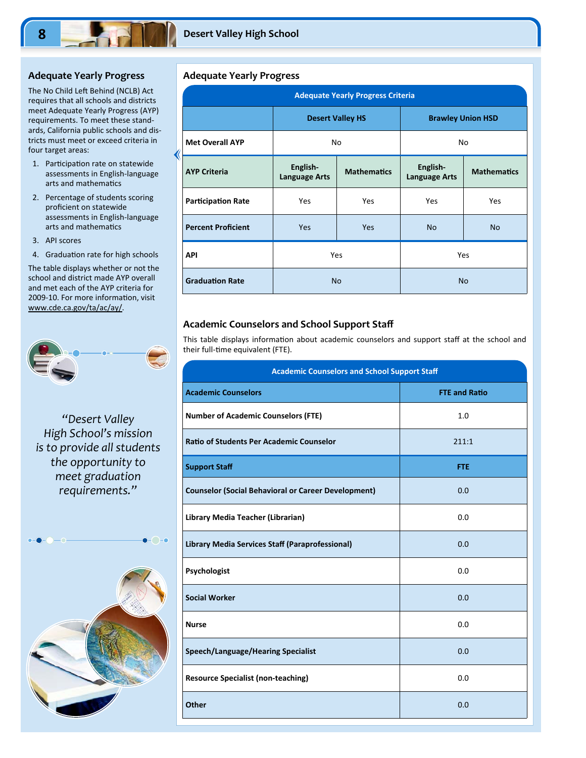## Adequate Yearly Progress

The No Child Left Behind (NCLB) Act requires that all schools and districts meet Adequate Yearly Progress (AYP) requirements. To meet these standards, California public schools and districts must meet or exceed criteria in four target areas:

1. Participation rate on statewide assessments in English-language arts and mathematics
2. Percentage of students scoring proficient on statewide assessments in English-language arts and mathematics
3. API scores
4. Graduation rate for high schools

The table displays whether or not the school and district made AYP overall and met each of the AYP criteria for 2009-10. For more information, visit www.cde.ca.gov/ta/ac/ay/.

*"Desert Valley High School's mission is to provide all students the opportunity to meet graduation requirements."*

## Adequate Yearly Progress

| Adequate Yearly Progress Criteria | | | | |
|---|---|---|---|---|
| | Desert Valley HS | | Brawley Union HSD | |
| **Met Overall AYP** | No | | No | |
| **AYP Criteria** | English-Language Arts | Mathematics | English-Language Arts | Mathematics |
| **Participation Rate** | Yes | Yes | Yes | Yes |
| **Percent Proficient** | Yes | Yes | No | No |
| **API** | Yes | | Yes | |
| **Graduation Rate** | No | | No | |

## Academic Counselors and School Support Staff

This table displays information about academic counselors and support staff at the school and their full-time equivalent (FTE).

| Academic Counselors and School Support Staff | |
|---|---|
| **Academic Counselors** | **FTE and Ratio** |
| **Number of Academic Counselors (FTE)** | 1.0 |
| **Ratio of Students Per Academic Counselor** | 211:1 |
| **Support Staff** | **FTE** |
| **Counselor (Social Behavioral or Career Development)** | 0.0 |
| **Library Media Teacher (Librarian)** | 0.0 |
| **Library Media Services Staff (Paraprofessional)** | 0.0 |
| **Psychologist** | 0.0 |
| **Social Worker** | 0.0 |
| **Nurse** | 0.0 |
| **Speech/Language/Hearing Specialist** | 0.0 |
| **Resource Specialist (non-teaching)** | 0.0 |
| **Other** | 0.0 |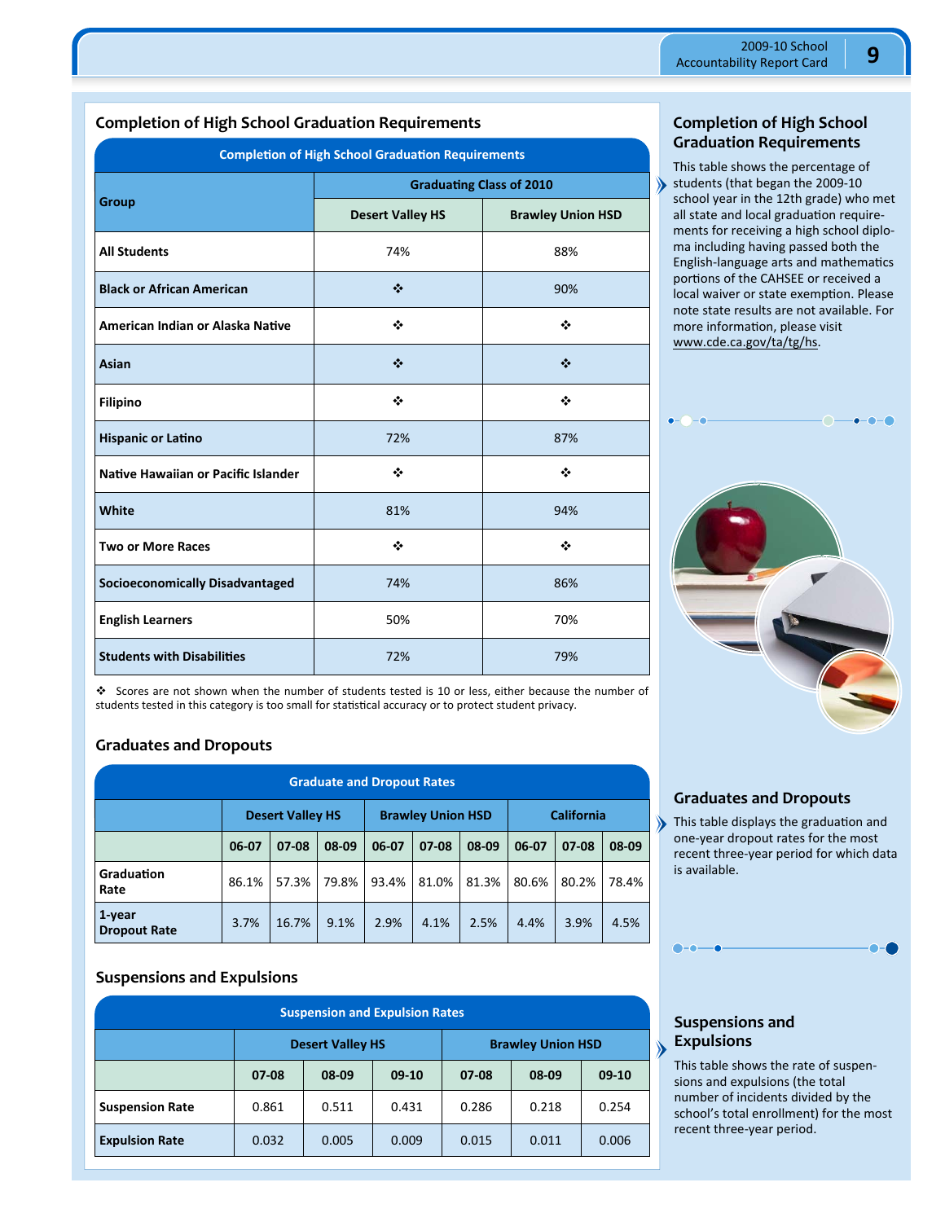## Completion of High School Graduation Requirements

| Completion of High School Graduation Requirements | | |
|---|---|---|
| Group | Graduating Class of 2010 | |
| | Desert Valley HS | Brawley Union HSD |
| All Students | 74% | 88% |
| Black or African American | ❖ | 90% |
| American Indian or Alaska Native | ❖ | ❖ |
| Asian | ❖ | ❖ |
| Filipino | ❖ | ❖ |
| Hispanic or Latino | 72% | 87% |
| Native Hawaiian or Pacific Islander | ❖ | ❖ |
| White | 81% | 94% |
| Two or More Races | ❖ | ❖ |
| Socioeconomically Disadvantaged | 74% | 86% |
| English Learners | 50% | 70% |
| Students with Disabilities | 72% | 79% |

❖ Scores are not shown when the number of students tested is 10 or less, either because the number of students tested in this category is too small for statistical accuracy or to protect student privacy.

## Completion of High School Graduation Requirements

This table shows the percentage of students (that began the 2009-10 school year in the 12th grade) who met all state and local graduation requirements for receiving a high school diploma including having passed both the English-language arts and mathematics portions of the CAHSEE or received a local waiver or state exemption. Please note state results are not available. For more information, please visit www.cde.ca.gov/ta/tg/hs.

## Graduates and Dropouts

| Graduate and Dropout Rates | | | | | | | | | |
|---|---|---|---|---|---|---|---|---|---|
| | Desert Valley HS | | | Brawley Union HSD | | | California | | |
| | 06-07 | 07-08 | 08-09 | 06-07 | 07-08 | 08-09 | 06-07 | 07-08 | 08-09 |
| Graduation Rate | 86.1% | 57.3% | 79.8% | 93.4% | 81.0% | 81.3% | 80.6% | 80.2% | 78.4% |
| 1-year Dropout Rate | 3.7% | 16.7% | 9.1% | 2.9% | 4.1% | 2.5% | 4.4% | 3.9% | 4.5% |

## Graduates and Dropouts

This table displays the graduation and one-year dropout rates for the most recent three-year period for which data is available.

## Suspensions and Expulsions

| Suspension and Expulsion Rates | | | | | | |
|---|---|---|---|---|---|---|
| | Desert Valley HS | | | Brawley Union HSD | | |
| | 07-08 | 08-09 | 09-10 | 07-08 | 08-09 | 09-10 |
| Suspension Rate | 0.861 | 0.511 | 0.431 | 0.286 | 0.218 | 0.254 |
| Expulsion Rate | 0.032 | 0.005 | 0.009 | 0.015 | 0.011 | 0.006 |

## Suspensions and Expulsions

This table shows the rate of suspensions and expulsions (the total number of incidents divided by the school's total enrollment) for the most recent three-year period.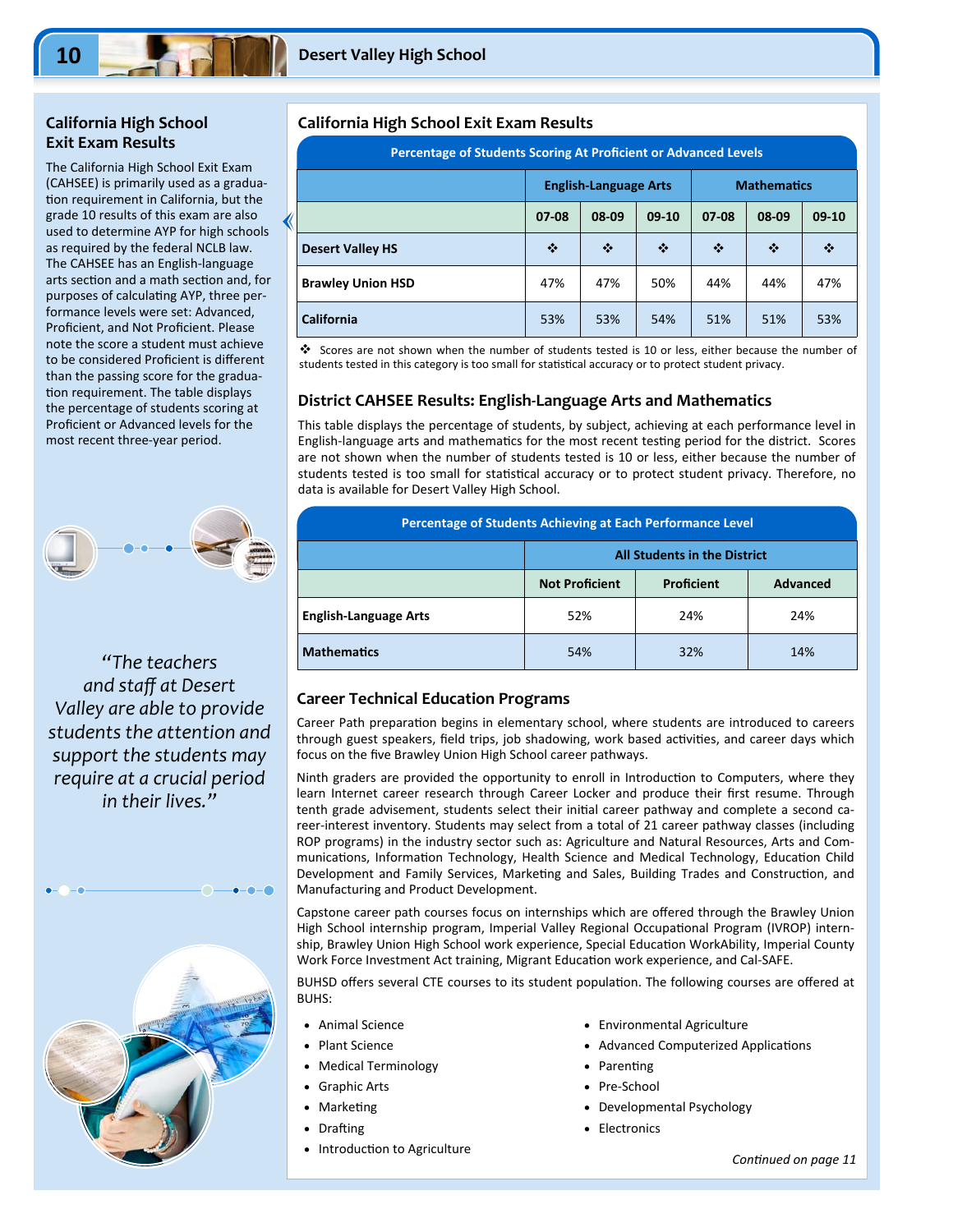## California High School Exit Exam Results

The California High School Exit Exam (CAHSEE) is primarily used as a graduation requirement in California, but the grade 10 results of this exam are also used to determine AYP for high schools as required by the federal NCLB law. The CAHSEE has an English-language arts section and a math section and, for purposes of calculating AYP, three performance levels were set: Advanced, Proficient, and Not Proficient. Please note the score a student must achieve to be considered Proficient is different than the passing score for the graduation requirement. The table displays the percentage of students scoring at Proficient or Advanced levels for the most recent three-year period.

*"The teachers and staff at Desert Valley are able to provide students the attention and support the students may require at a crucial period in their lives."*

## California High School Exit Exam Results

**Percentage of Students Scoring At Proficient or Advanced Levels**

| | English-Language Arts | | | Mathematics | | |
|---|---|---|---|---|---|---|
| | 07-08 | 08-09 | 09-10 | 07-08 | 08-09 | 09-10 |
| **Desert Valley HS** | ❖ | ❖ | ❖ | ❖ | ❖ | ❖ |
| **Brawley Union HSD** | 47% | 47% | 50% | 44% | 44% | 47% |
| **California** | 53% | 53% | 54% | 51% | 51% | 53% |

❖ Scores are not shown when the number of students tested is 10 or less, either because the number of students tested in this category is too small for statistical accuracy or to protect student privacy.

### District CAHSEE Results: English-Language Arts and Mathematics

This table displays the percentage of students, by subject, achieving at each performance level in English-language arts and mathematics for the most recent testing period for the district. Scores are not shown when the number of students tested is 10 or less, either because the number of students tested is too small for statistical accuracy or to protect student privacy. Therefore, no data is available for Desert Valley High School.

**Percentage of Students Achieving at Each Performance Level**

| | All Students in the District | | |
|---|---|---|---|
| | Not Proficient | Proficient | Advanced |
| **English-Language Arts** | 52% | 24% | 24% |
| **Mathematics** | 54% | 32% | 14% |

### Career Technical Education Programs

Career Path preparation begins in elementary school, where students are introduced to careers through guest speakers, field trips, job shadowing, work based activities, and career days which focus on the five Brawley Union High School career pathways.

Ninth graders are provided the opportunity to enroll in Introduction to Computers, where they learn Internet career research through Career Locker and produce their first resume. Through tenth grade advisement, students select their initial career pathway and complete a second career-interest inventory. Students may select from a total of 21 career pathway classes (including ROP programs) in the industry sector such as: Agriculture and Natural Resources, Arts and Communications, Information Technology, Health Science and Medical Technology, Education Child Development and Family Services, Marketing and Sales, Building Trades and Construction, and Manufacturing and Product Development.

Capstone career path courses focus on internships which are offered through the Brawley Union High School internship program, Imperial Valley Regional Occupational Program (IVROP) internship, Brawley Union High School work experience, Special Education WorkAbility, Imperial County Work Force Investment Act training, Migrant Education work experience, and Cal-SAFE.

BUHSD offers several CTE courses to its student population. The following courses are offered at BUHS:

- Animal Science
- Plant Science
- Medical Terminology
- Graphic Arts
- Marketing
- Drafting
- Introduction to Agriculture
- Environmental Agriculture
- Advanced Computerized Applications
- Parenting
- Pre-School
- Developmental Psychology
- Electronics

*Continued on page 11*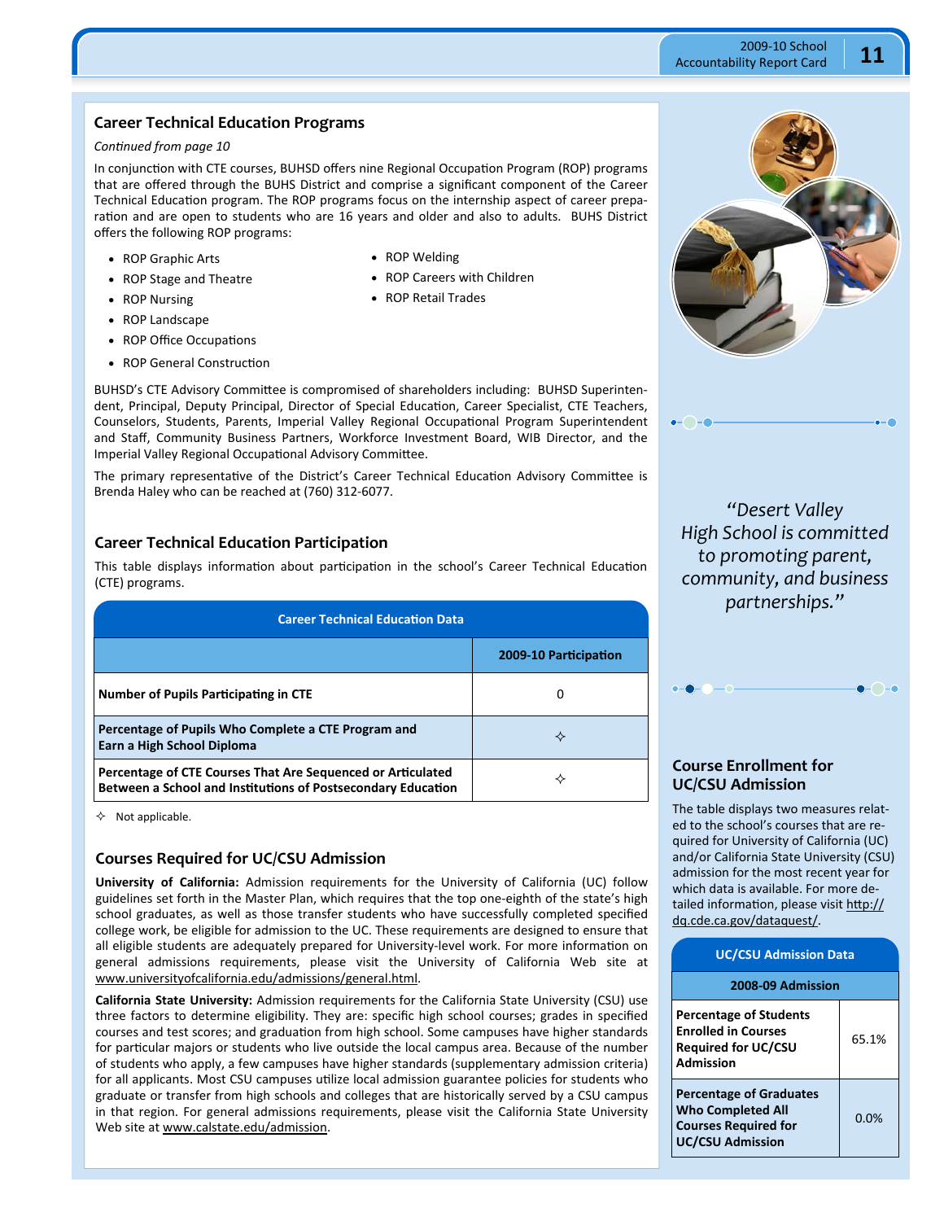## Career Technical Education Programs

*Continued from page 10*

In conjunction with CTE courses, BUHSD offers nine Regional Occupation Program (ROP) programs that are offered through the BUHS District and comprise a significant component of the Career Technical Education program. The ROP programs focus on the internship aspect of career preparation and are open to students who are 16 years and older and also to adults. BUHS District offers the following ROP programs:

- ROP Graphic Arts
- ROP Stage and Theatre
- ROP Nursing
- ROP Landscape
- ROP Office Occupations
- ROP General Construction
- ROP Welding
- ROP Careers with Children
- ROP Retail Trades

BUHSD's CTE Advisory Committee is compromised of shareholders including: BUHSD Superintendent, Principal, Deputy Principal, Director of Special Education, Career Specialist, CTE Teachers, Counselors, Students, Parents, Imperial Valley Regional Occupational Program Superintendent and Staff, Community Business Partners, Workforce Investment Board, WIB Director, and the Imperial Valley Regional Occupational Advisory Committee.

The primary representative of the District's Career Technical Education Advisory Committee is Brenda Haley who can be reached at (760) 312-6077.

## Career Technical Education Participation

This table displays information about participation in the school's Career Technical Education (CTE) programs.

**Career Technical Education Data**

| | 2009-10 Participation |
|---|---|
| **Number of Pupils Participating in CTE** | 0 |
| **Percentage of Pupils Who Complete a CTE Program and Earn a High School Diploma** | ✧ |
| **Percentage of CTE Courses That Are Sequenced or Articulated Between a School and Institutions of Postsecondary Education** | ✧ |

✧ Not applicable.

## Courses Required for UC/CSU Admission

**University of California:** Admission requirements for the University of California (UC) follow guidelines set forth in the Master Plan, which requires that the top one-eighth of the state's high school graduates, as well as those transfer students who have successfully completed specified college work, be eligible for admission to the UC. These requirements are designed to ensure that all eligible students are adequately prepared for University-level work. For more information on general admissions requirements, please visit the University of California Web site at www.universityofcalifornia.edu/admissions/general.html.

**California State University:** Admission requirements for the California State University (CSU) use three factors to determine eligibility. They are: specific high school courses; grades in specified courses and test scores; and graduation from high school. Some campuses have higher standards for particular majors or students who live outside the local campus area. Because of the number of students who apply, a few campuses have higher standards (supplementary admission criteria) for all applicants. Most CSU campuses utilize local admission guarantee policies for students who graduate or transfer from high schools and colleges that are historically served by a CSU campus in that region. For general admissions requirements, please visit the California State University Web site at www.calstate.edu/admission.

*"Desert Valley High School is committed to promoting parent, community, and business partnerships."*

## Course Enrollment for UC/CSU Admission

The table displays two measures related to the school's courses that are required for University of California (UC) and/or California State University (CSU) admission for the most recent year for which data is available. For more detailed information, please visit http://dq.cde.ca.gov/dataquest/.

**UC/CSU Admission Data**

| | 2008-09 Admission |
|---|---|
| **Percentage of Students Enrolled in Courses Required for UC/CSU Admission** | 65.1% |
| **Percentage of Graduates Who Completed All Courses Required for UC/CSU Admission** | 0.0% |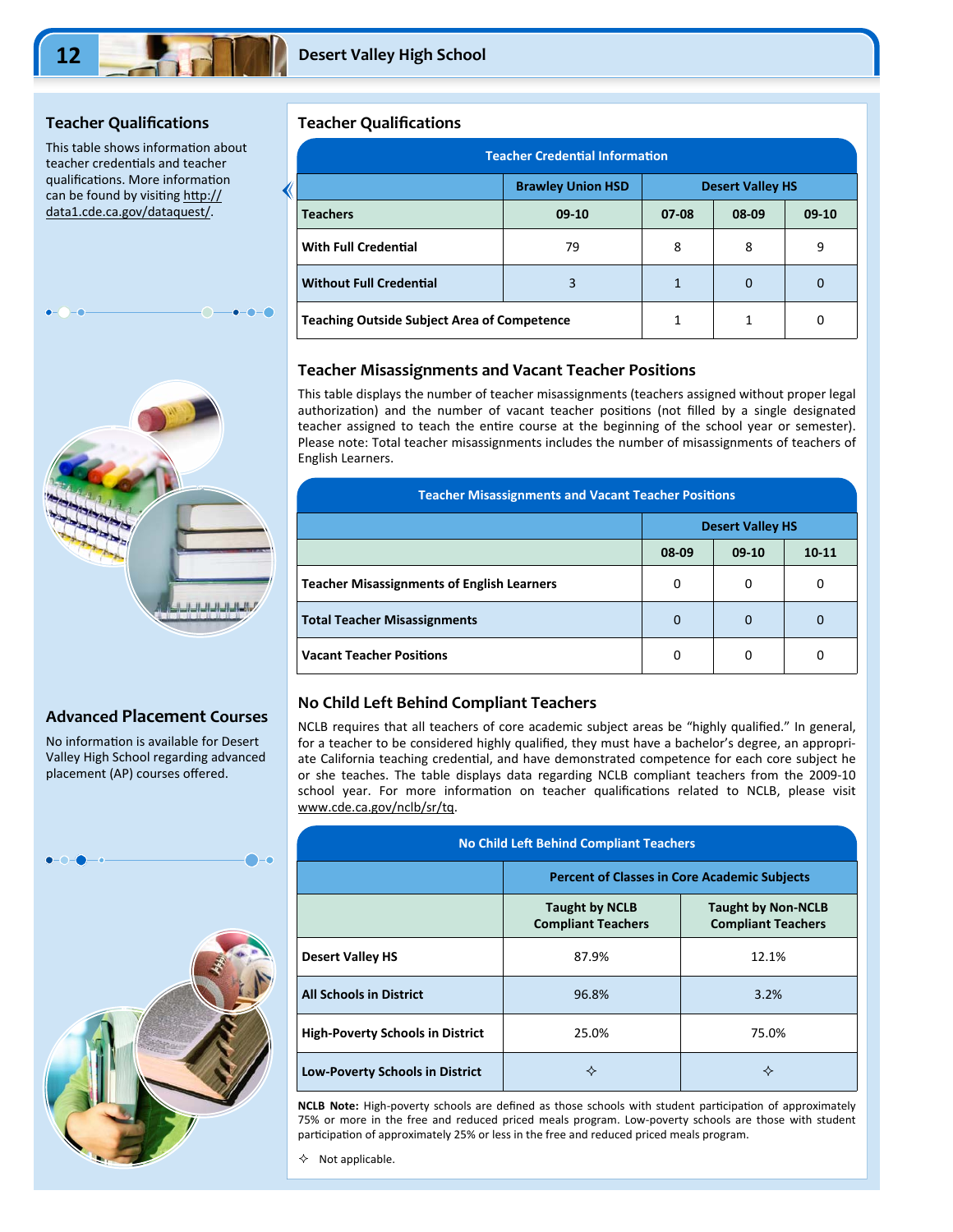## Teacher Qualifications

This table shows information about teacher credentials and teacher qualifications. More information can be found by visiting http://data1.cde.ca.gov/dataquest/.

## Advanced Placement Courses

No information is available for Desert Valley High School regarding advanced placement (AP) courses offered.

## Teacher Qualifications

**Teacher Credential Information**

| | Brawley Union HSD | Desert Valley HS | | |
|---|---|---|---|---|
| **Teachers** | **09-10** | **07-08** | **08-09** | **09-10** |
| **With Full Credential** | 79 | 8 | 8 | 9 |
| **Without Full Credential** | 3 | 1 | 0 | 0 |
| **Teaching Outside Subject Area of Competence** | | 1 | 1 | 0 |

## Teacher Misassignments and Vacant Teacher Positions

This table displays the number of teacher misassignments (teachers assigned without proper legal authorization) and the number of vacant teacher positions (not filled by a single designated teacher assigned to teach the entire course at the beginning of the school year or semester). Please note: Total teacher misassignments includes the number of misassignments of teachers of English Learners.

**Teacher Misassignments and Vacant Teacher Positions**

| | Desert Valley HS | | |
|---|---|---|---|
| | **08-09** | **09-10** | **10-11** |
| **Teacher Misassignments of English Learners** | 0 | 0 | 0 |
| **Total Teacher Misassignments** | 0 | 0 | 0 |
| **Vacant Teacher Positions** | 0 | 0 | 0 |

## No Child Left Behind Compliant Teachers

NCLB requires that all teachers of core academic subject areas be "highly qualified." In general, for a teacher to be considered highly qualified, they must have a bachelor's degree, an appropriate California teaching credential, and have demonstrated competence for each core subject he or she teaches. The table displays data regarding NCLB compliant teachers from the 2009-10 school year. For more information on teacher qualifications related to NCLB, please visit www.cde.ca.gov/nclb/sr/tq.

**No Child Left Behind Compliant Teachers**

| | Percent of Classes in Core Academic Subjects | |
|---|---|---|
| | **Taught by NCLB Compliant Teachers** | **Taught by Non-NCLB Compliant Teachers** |
| **Desert Valley HS** | 87.9% | 12.1% |
| **All Schools in District** | 96.8% | 3.2% |
| **High-Poverty Schools in District** | 25.0% | 75.0% |
| **Low-Poverty Schools in District** | ✧ | ✧ |

**NCLB Note:** High-poverty schools are defined as those schools with student participation of approximately 75% or more in the free and reduced priced meals program. Low-poverty schools are those with student participation of approximately 25% or less in the free and reduced priced meals program.

✧ Not applicable.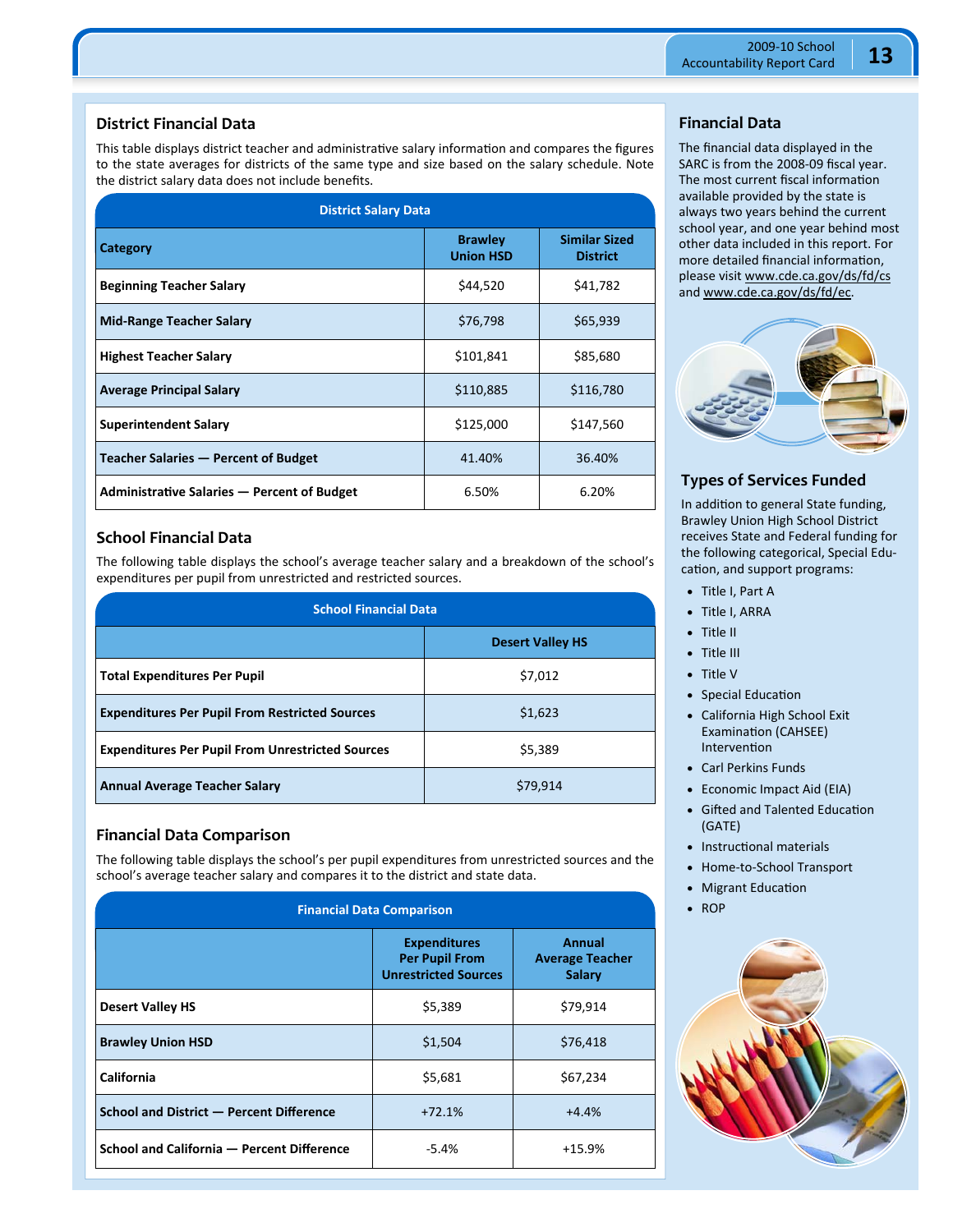## District Financial Data

This table displays district teacher and administrative salary information and compares the figures to the state averages for districts of the same type and size based on the salary schedule. Note the district salary data does not include benefits.

| District Salary Data | | |
|---|---|---|
| **Category** | **Brawley Union HSD** | **Similar Sized District** |
| **Beginning Teacher Salary** | $44,520 | $41,782 |
| **Mid-Range Teacher Salary** | $76,798 | $65,939 |
| **Highest Teacher Salary** | $101,841 | $85,680 |
| **Average Principal Salary** | $110,885 | $116,780 |
| **Superintendent Salary** | $125,000 | $147,560 |
| **Teacher Salaries — Percent of Budget** | 41.40% | 36.40% |
| **Administrative Salaries — Percent of Budget** | 6.50% | 6.20% |

## School Financial Data

The following table displays the school's average teacher salary and a breakdown of the school's expenditures per pupil from unrestricted and restricted sources.

| School Financial Data | |
|---|---|
| | **Desert Valley HS** |
| **Total Expenditures Per Pupil** | $7,012 |
| **Expenditures Per Pupil From Restricted Sources** | $1,623 |
| **Expenditures Per Pupil From Unrestricted Sources** | $5,389 |
| **Annual Average Teacher Salary** | $79,914 |

## Financial Data Comparison

The following table displays the school's per pupil expenditures from unrestricted sources and the school's average teacher salary and compares it to the district and state data.

| Financial Data Comparison | | |
|---|---|---|
| | **Expenditures Per Pupil From Unrestricted Sources** | **Annual Average Teacher Salary** |
| **Desert Valley HS** | $5,389 | $79,914 |
| **Brawley Union HSD** | $1,504 | $76,418 |
| **California** | $5,681 | $67,234 |
| **School and District — Percent Difference** | +72.1% | +4.4% |
| **School and California — Percent Difference** | -5.4% | +15.9% |

## Financial Data

The financial data displayed in the SARC is from the 2008-09 fiscal year. The most current fiscal information available provided by the state is always two years behind the current school year, and one year behind most other data included in this report. For more detailed financial information, please visit www.cde.ca.gov/ds/fd/cs and www.cde.ca.gov/ds/fd/ec.

## Types of Services Funded

In addition to general State funding, Brawley Union High School District receives State and Federal funding for the following categorical, Special Education, and support programs:

- Title I, Part A
- Title I, ARRA
- Title II
- Title III
- Title V
- Special Education
- California High School Exit Examination (CAHSEE) Intervention
- Carl Perkins Funds
- Economic Impact Aid (EIA)
- Gifted and Talented Education (GATE)
- Instructional materials
- Home-to-School Transport
- Migrant Education
- ROP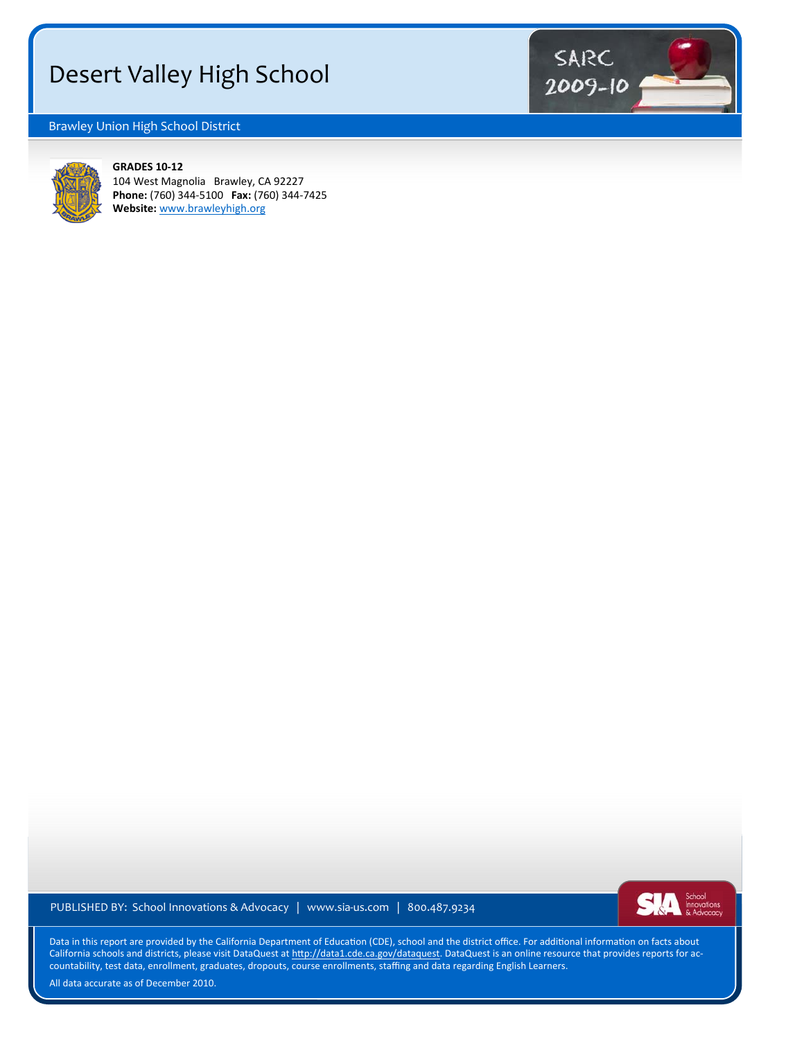# Desert Valley High School

SARC 2009-10

Brawley Union High School District

**GRADES 10-12**
104 West Magnolia Brawley, CA 92227
**Phone:** (760) 344-5100 **Fax:** (760) 344-7425
**Website:** www.brawleyhigh.org

PUBLISHED BY: School Innovations & Advocacy | www.sia-us.com | 800.487.9234

Data in this report are provided by the California Department of Education (CDE), school and the district office. For additional information on facts about California schools and districts, please visit DataQuest at http://data1.cde.ca.gov/dataquest. DataQuest is an online resource that provides reports for accountability, test data, enrollment, graduates, dropouts, course enrollments, staffing and data regarding English Learners.

All data accurate as of December 2010.